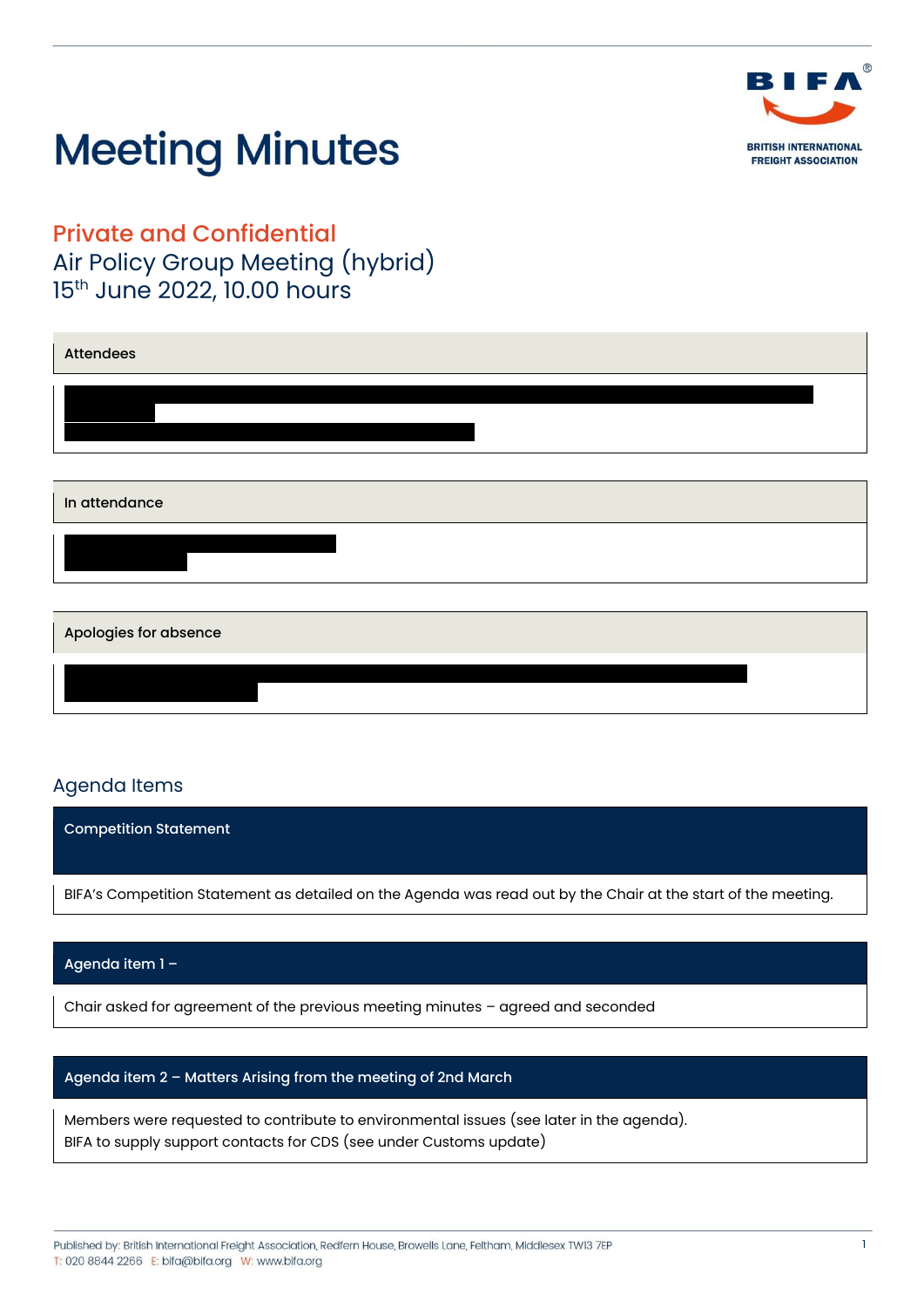# Meeting Minutes

BIFA

BRITISH INTERNATIONAL FREIGHT ASSOCIATION

## Private and Confidential

Air Policy Group Meeting (hybrid)

15th June 2022, 10.00 hours

| Attendees |
| --- |
| [redacted] |

| In attendance |
| --- |
| [redacted] |

| Apologies for absence |
| --- |
| [redacted] |

## Agenda Items

| Competition Statement |
| --- |
| BIFA's Competition Statement as detailed on the Agenda was read out by the Chair at the start of the meeting. |

| Agenda item 1 – |
| --- |
| Chair asked for agreement of the previous meeting minutes – agreed and seconded |

| Agenda item 2 – Matters Arising from the meeting of 2nd March |
| --- |
| Members were requested to contribute to environmental issues (see later in the agenda).<br>BIFA to supply support contacts for CDS (see under Customs update) |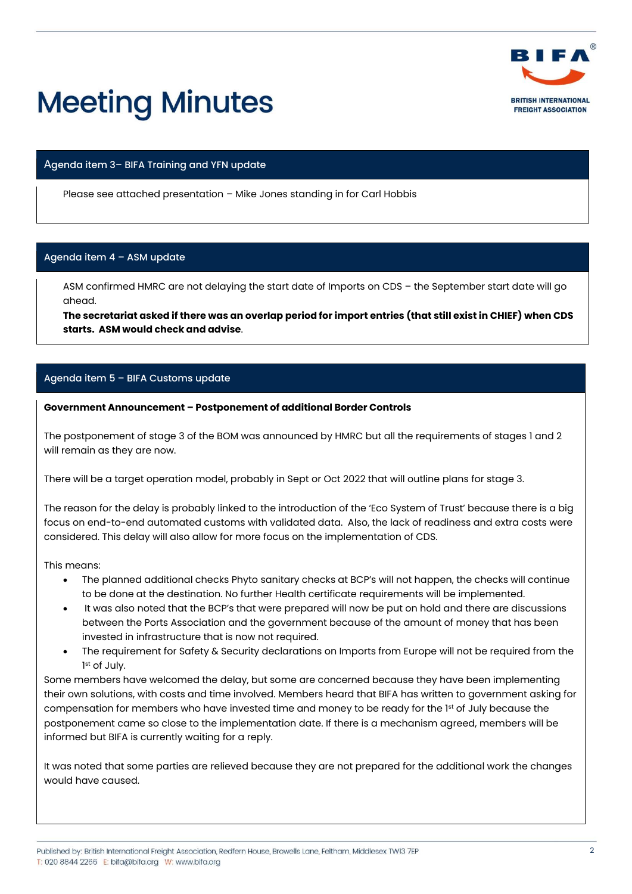# Meeting Minutes

## Agenda item 3– BIFA Training and YFN update

Please see attached presentation – Mike Jones standing in for Carl Hobbis

## Agenda item 4 – ASM update

ASM confirmed HMRC are not delaying the start date of Imports on CDS – the September start date will go ahead.

**The secretariat asked if there was an overlap period for import entries (that still exist in CHIEF) when CDS starts. ASM would check and advise**.

## Agenda item 5 – BIFA Customs update

**Government Announcement – Postponement of additional Border Controls**

The postponement of stage 3 of the BOM was announced by HMRC but all the requirements of stages 1 and 2 will remain as they are now.

There will be a target operation model, probably in Sept or Oct 2022 that will outline plans for stage 3.

The reason for the delay is probably linked to the introduction of the 'Eco System of Trust' because there is a big focus on end-to-end automated customs with validated data. Also, the lack of readiness and extra costs were considered. This delay will also allow for more focus on the implementation of CDS.

This means:

- The planned additional checks Phyto sanitary checks at BCP's will not happen, the checks will continue to be done at the destination. No further Health certificate requirements will be implemented.
- It was also noted that the BCP's that were prepared will now be put on hold and there are discussions between the Ports Association and the government because of the amount of money that has been invested in infrastructure that is now not required.
- The requirement for Safety & Security declarations on Imports from Europe will not be required from the 1st of July.

Some members have welcomed the delay, but some are concerned because they have been implementing their own solutions, with costs and time involved. Members heard that BIFA has written to government asking for compensation for members who have invested time and money to be ready for the 1st of July because the postponement came so close to the implementation date. If there is a mechanism agreed, members will be informed but BIFA is currently waiting for a reply.

It was noted that some parties are relieved because they are not prepared for the additional work the changes would have caused.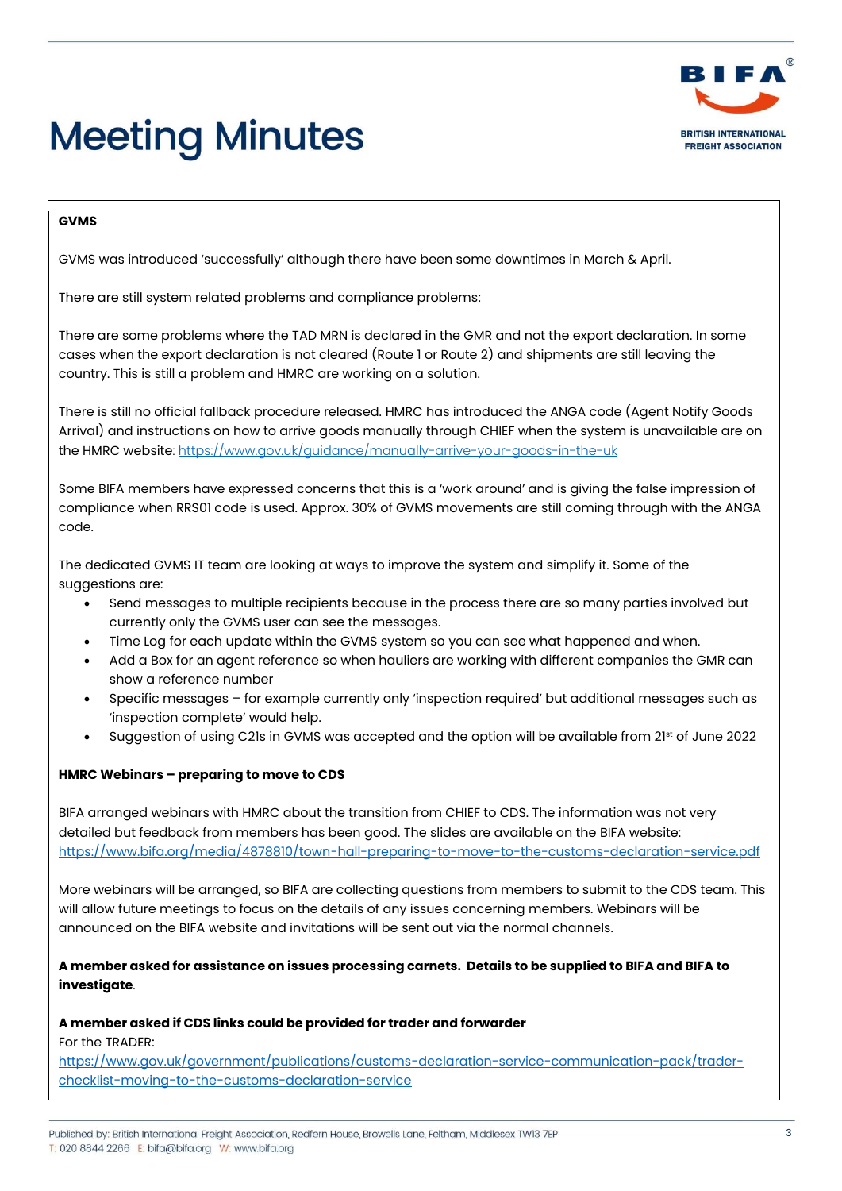# Meeting Minutes

**GVMS**

GVMS was introduced 'successfully' although there have been some downtimes in March & April.

There are still system related problems and compliance problems:

There are some problems where the TAD MRN is declared in the GMR and not the export declaration. In some cases when the export declaration is not cleared (Route 1 or Route 2) and shipments are still leaving the country. This is still a problem and HMRC are working on a solution.

There is still no official fallback procedure released. HMRC has introduced the ANGA code (Agent Notify Goods Arrival) and instructions on how to arrive goods manually through CHIEF when the system is unavailable are on the HMRC website: [https://www.gov.uk/guidance/manually-arrive-your-goods-in-the-uk](https://www.gov.uk/guidance/manually-arrive-your-goods-in-the-uk)

Some BIFA members have expressed concerns that this is a 'work around' and is giving the false impression of compliance when RRS01 code is used. Approx. 30% of GVMS movements are still coming through with the ANGA code.

The dedicated GVMS IT team are looking at ways to improve the system and simplify it. Some of the suggestions are:

- Send messages to multiple recipients because in the process there are so many parties involved but currently only the GVMS user can see the messages.
- Time Log for each update within the GVMS system so you can see what happened and when.
- Add a Box for an agent reference so when hauliers are working with different companies the GMR can show a reference number
- Specific messages – for example currently only 'inspection required' but additional messages such as 'inspection complete' would help.
- Suggestion of using C21s in GVMS was accepted and the option will be available from 21st of June 2022

**HMRC Webinars – preparing to move to CDS**

BIFA arranged webinars with HMRC about the transition from CHIEF to CDS. The information was not very detailed but feedback from members has been good. The slides are available on the BIFA website: [https://www.bifa.org/media/4878810/town-hall-preparing-to-move-to-the-customs-declaration-service.pdf](https://www.bifa.org/media/4878810/town-hall-preparing-to-move-to-the-customs-declaration-service.pdf)

More webinars will be arranged, so BIFA are collecting questions from members to submit to the CDS team. This will allow future meetings to focus on the details of any issues concerning members. Webinars will be announced on the BIFA website and invitations will be sent out via the normal channels.

**A member asked for assistance on issues processing carnets. Details to be supplied to BIFA and BIFA to investigate**.

**A member asked if CDS links could be provided for trader and forwarder**

For the TRADER:
[https://www.gov.uk/government/publications/customs-declaration-service-communication-pack/trader-checklist-moving-to-the-customs-declaration-service](https://www.gov.uk/government/publications/customs-declaration-service-communication-pack/trader-checklist-moving-to-the-customs-declaration-service)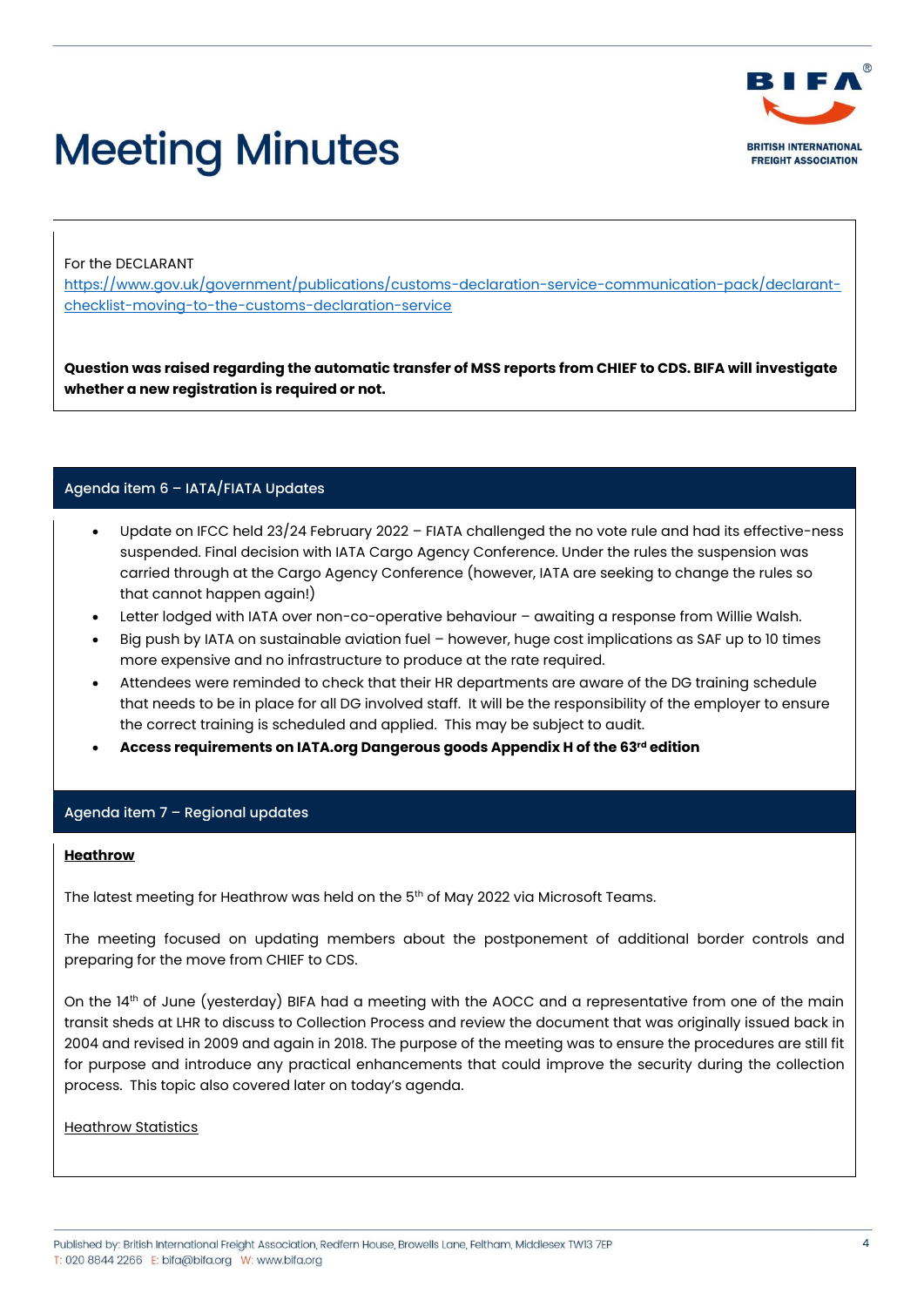For the DECLARANT
[https://www.gov.uk/government/publications/customs-declaration-service-communication-pack/declarant-checklist-moving-to-the-customs-declaration-service](https://www.gov.uk/government/publications/customs-declaration-service-communication-pack/declarant-checklist-moving-to-the-customs-declaration-service)

**Question was raised regarding the automatic transfer of MSS reports from CHIEF to CDS. BIFA will investigate whether a new registration is required or not.**

## Agenda item 6 – IATA/FIATA Updates

- Update on IFCC held 23/24 February 2022 – FIATA challenged the no vote rule and had its effective-ness suspended. Final decision with IATA Cargo Agency Conference. Under the rules the suspension was carried through at the Cargo Agency Conference (however, IATA are seeking to change the rules so that cannot happen again!)
- Letter lodged with IATA over non-co-operative behaviour – awaiting a response from Willie Walsh.
- Big push by IATA on sustainable aviation fuel – however, huge cost implications as SAF up to 10 times more expensive and no infrastructure to produce at the rate required.
- Attendees were reminded to check that their HR departments are aware of the DG training schedule that needs to be in place for all DG involved staff. It will be the responsibility of the employer to ensure the correct training is scheduled and applied. This may be subject to audit.
- **Access requirements on IATA.org Dangerous goods Appendix H of the 63rd edition**

## Agenda item 7 – Regional updates

**Heathrow**

The latest meeting for Heathrow was held on the 5th of May 2022 via Microsoft Teams.

The meeting focused on updating members about the postponement of additional border controls and preparing for the move from CHIEF to CDS.

On the 14th of June (yesterday) BIFA had a meeting with the AOCC and a representative from one of the main transit sheds at LHR to discuss to Collection Process and review the document that was originally issued back in 2004 and revised in 2009 and again in 2018. The purpose of the meeting was to ensure the procedures are still fit for purpose and introduce any practical enhancements that could improve the security during the collection process. This topic also covered later on today's agenda.

Heathrow Statistics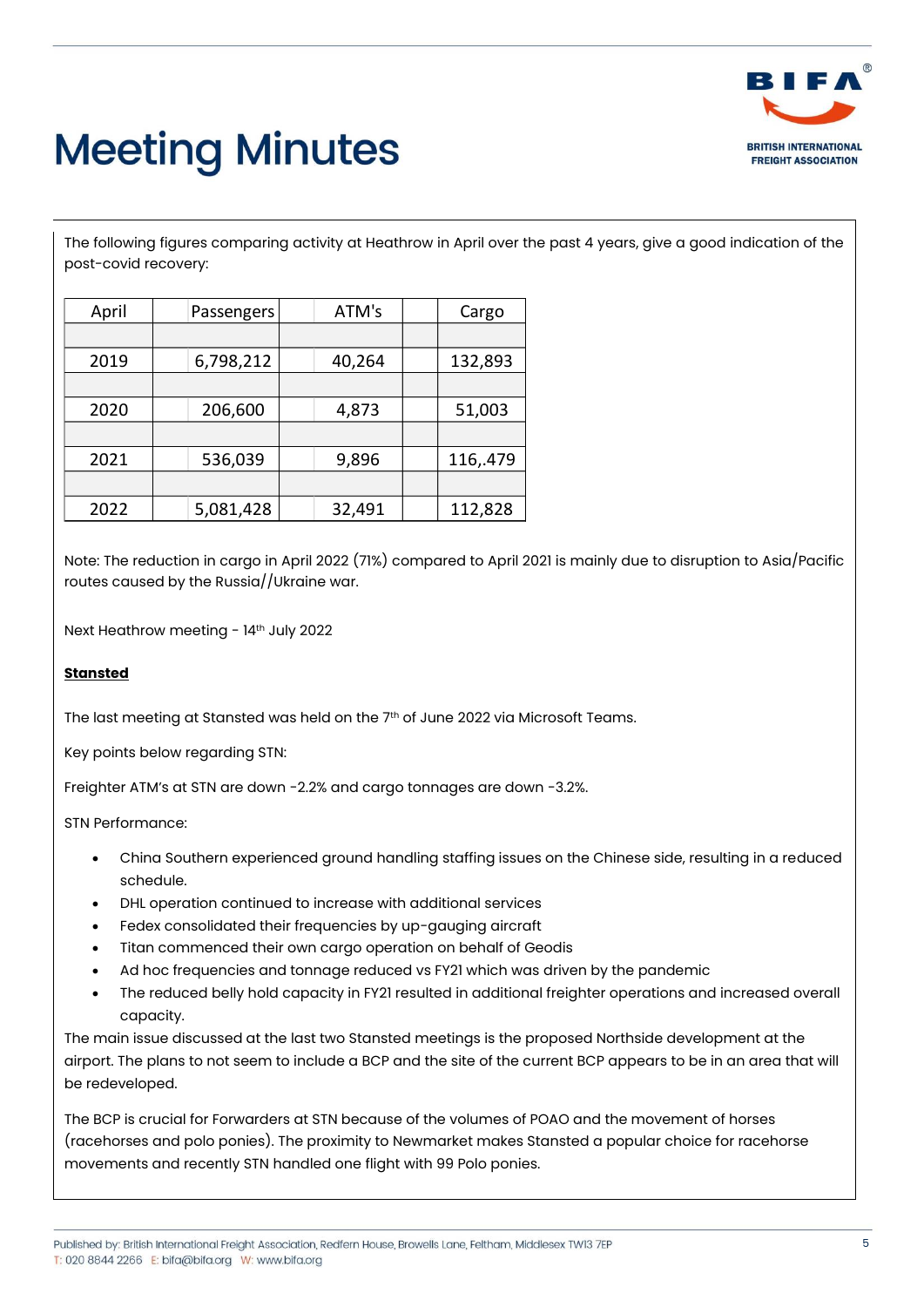# Meeting Minutes

The following figures comparing activity at Heathrow in April over the past 4 years, give a good indication of the post-covid recovery:

| April | Passengers | ATM's | Cargo |
|---|---|---|---|
| 2019 | 6,798,212 | 40,264 | 132,893 |
| 2020 | 206,600 | 4,873 | 51,003 |
| 2021 | 536,039 | 9,896 | 116,.479 |
| 2022 | 5,081,428 | 32,491 | 112,828 |

Note: The reduction in cargo in April 2022 (71%) compared to April 2021 is mainly due to disruption to Asia/Pacific routes caused by the Russia//Ukraine war.

Next Heathrow meeting - 14th July 2022

**Stansted**

The last meeting at Stansted was held on the 7th of June 2022 via Microsoft Teams.

Key points below regarding STN:

Freighter ATM's at STN are down -2.2% and cargo tonnages are down -3.2%.

STN Performance:

- China Southern experienced ground handling staffing issues on the Chinese side, resulting in a reduced schedule.
- DHL operation continued to increase with additional services
- Fedex consolidated their frequencies by up-gauging aircraft
- Titan commenced their own cargo operation on behalf of Geodis
- Ad hoc frequencies and tonnage reduced vs FY21 which was driven by the pandemic
- The reduced belly hold capacity in FY21 resulted in additional freighter operations and increased overall capacity.

The main issue discussed at the last two Stansted meetings is the proposed Northside development at the airport. The plans to not seem to include a BCP and the site of the current BCP appears to be in an area that will be redeveloped.

The BCP is crucial for Forwarders at STN because of the volumes of POAO and the movement of horses (racehorses and polo ponies). The proximity to Newmarket makes Stansted a popular choice for racehorse movements and recently STN handled one flight with 99 Polo ponies.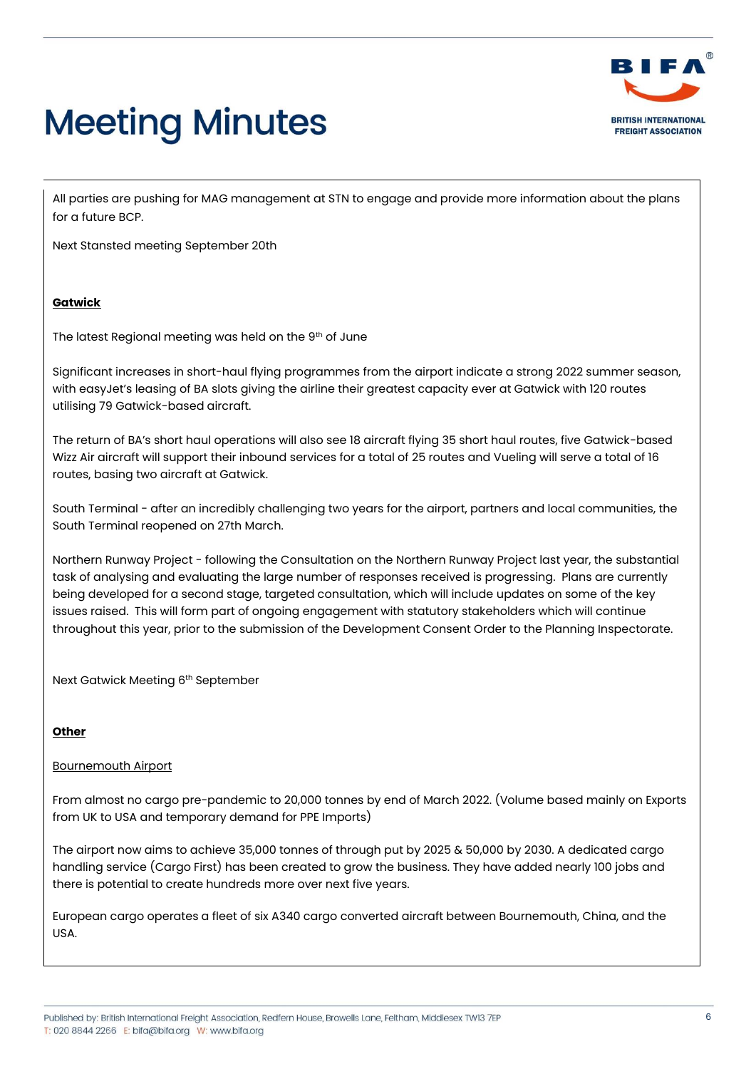All parties are pushing for MAG management at STN to engage and provide more information about the plans for a future BCP.

Next Stansted meeting September 20th

**Gatwick**

The latest Regional meeting was held on the 9th of June

Significant increases in short-haul flying programmes from the airport indicate a strong 2022 summer season, with easyJet's leasing of BA slots giving the airline their greatest capacity ever at Gatwick with 120 routes utilising 79 Gatwick-based aircraft.

The return of BA's short haul operations will also see 18 aircraft flying 35 short haul routes, five Gatwick-based Wizz Air aircraft will support their inbound services for a total of 25 routes and Vueling will serve a total of 16 routes, basing two aircraft at Gatwick.

South Terminal - after an incredibly challenging two years for the airport, partners and local communities, the South Terminal reopened on 27th March.

Northern Runway Project - following the Consultation on the Northern Runway Project last year, the substantial task of analysing and evaluating the large number of responses received is progressing. Plans are currently being developed for a second stage, targeted consultation, which will include updates on some of the key issues raised. This will form part of ongoing engagement with statutory stakeholders which will continue throughout this year, prior to the submission of the Development Consent Order to the Planning Inspectorate.

Next Gatwick Meeting 6th September

**Other**

Bournemouth Airport

From almost no cargo pre-pandemic to 20,000 tonnes by end of March 2022. (Volume based mainly on Exports from UK to USA and temporary demand for PPE Imports)

The airport now aims to achieve 35,000 tonnes of through put by 2025 & 50,000 by 2030. A dedicated cargo handling service (Cargo First) has been created to grow the business. They have added nearly 100 jobs and there is potential to create hundreds more over next five years.

European cargo operates a fleet of six A340 cargo converted aircraft between Bournemouth, China, and the USA.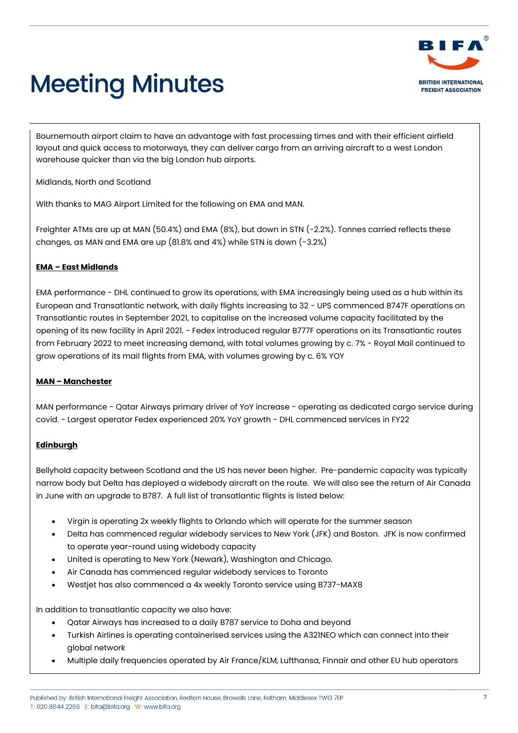# Meeting Minutes

Bournemouth airport claim to have an advantage with fast processing times and with their efficient airfield layout and quick access to motorways, they can deliver cargo from an arriving aircraft to a west London warehouse quicker than via the big London hub airports.

Midlands, North and Scotland

With thanks to MAG Airport Limited for the following on EMA and MAN.

Freighter ATMs are up at MAN (50.4%) and EMA (8%), but down in STN (-2.2%). Tonnes carried reflects these changes, as MAN and EMA are up (81.8% and 4%) while STN is down (-3.2%)

**EMA – East Midlands**

EMA performance - DHL continued to grow its operations, with EMA increasingly being used as a hub within its European and Transatlantic network, with daily flights increasing to 32 - UPS commenced B747F operations on Transatlantic routes in September 2021, to capitalise on the increased volume capacity facilitated by the opening of its new facility in April 2021. - Fedex introduced regular B777F operations on its Transatlantic routes from February 2022 to meet increasing demand, with total volumes growing by c. 7% - Royal Mail continued to grow operations of its mail flights from EMA, with volumes growing by c. 6% YOY

**MAN – Manchester**

MAN performance - Qatar Airways primary driver of YoY increase - operating as dedicated cargo service during covid. - Largest operator Fedex experienced 20% YoY growth - DHL commenced services in FY22

**Edinburgh**

Bellyhold capacity between Scotland and the US has never been higher. Pre-pandemic capacity was typically narrow body but Delta has deployed a widebody aircraft on the route. We will also see the return of Air Canada in June with an upgrade to B787. A full list of transatlantic flights is listed below:

- Virgin is operating 2x weekly flights to Orlando which will operate for the summer season
- Delta has commenced regular widebody services to New York (JFK) and Boston. JFK is now confirmed to operate year-round using widebody capacity
- United is operating to New York (Newark), Washington and Chicago.
- Air Canada has commenced regular widebody services to Toronto
- Westjet has also commenced a 4x weekly Toronto service using B737-MAX8

In addition to transatlantic capacity we also have:

- Qatar Airways has increased to a daily B787 service to Doha and beyond
- Turkish Airlines is operating containerised services using the A321NEO which can connect into their global network
- Multiple daily frequencies operated by Air France/KLM, Lufthansa, Finnair and other EU hub operators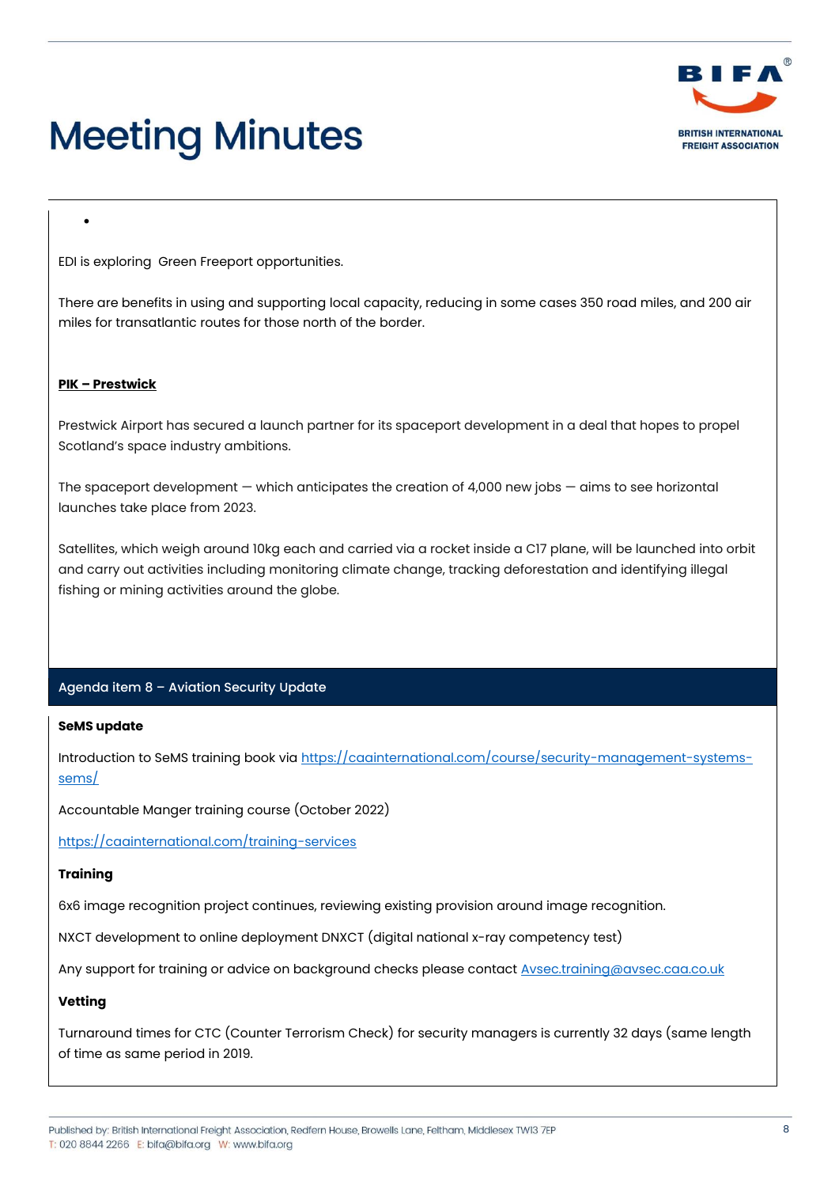# Meeting Minutes

- 

EDI is exploring  Green Freeport opportunities.

There are benefits in using and supporting local capacity, reducing in some cases 350 road miles, and 200 air miles for transatlantic routes for those north of the border.

**PIK – Prestwick**

Prestwick Airport has secured a launch partner for its spaceport development in a deal that hopes to propel Scotland's space industry ambitions.

The spaceport development — which anticipates the creation of 4,000 new jobs — aims to see horizontal launches take place from 2023.

Satellites, which weigh around 10kg each and carried via a rocket inside a C17 plane, will be launched into orbit and carry out activities including monitoring climate change, tracking deforestation and identifying illegal fishing or mining activities around the globe.

## Agenda item 8 – Aviation Security Update

**SeMS update**

Introduction to SeMS training book via https://caainternational.com/course/security-management-systems-sems/

Accountable Manger training course (October 2022)

https://caainternational.com/training-services

**Training**

6x6 image recognition project continues, reviewing existing provision around image recognition.

NXCT development to online deployment DNXCT (digital national x-ray competency test)

Any support for training or advice on background checks please contact Avsec.training@avsec.caa.co.uk

**Vetting**

Turnaround times for CTC (Counter Terrorism Check) for security managers is currently 32 days (same length of time as same period in 2019.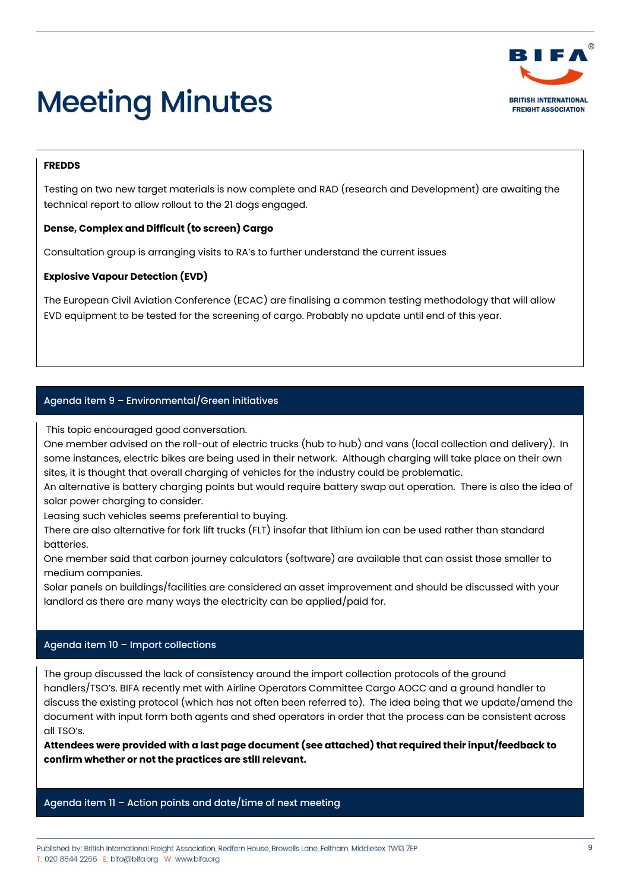# Meeting Minutes

**FREDDS**

Testing on two new target materials is now complete and RAD (research and Development) are awaiting the technical report to allow rollout to the 21 dogs engaged.

**Dense, Complex and Difficult (to screen) Cargo**

Consultation group is arranging visits to RA's to further understand the current issues

**Explosive Vapour Detection (EVD)**

The European Civil Aviation Conference (ECAC) are finalising a common testing methodology that will allow EVD equipment to be tested for the screening of cargo. Probably no update until end of this year.

## Agenda item 9 – Environmental/Green initiatives

This topic encouraged good conversation.

One member advised on the roll-out of electric trucks (hub to hub) and vans (local collection and delivery). In some instances, electric bikes are being used in their network. Although charging will take place on their own sites, it is thought that overall charging of vehicles for the industry could be problematic.

An alternative is battery charging points but would require battery swap out operation. There is also the idea of solar power charging to consider.

Leasing such vehicles seems preferential to buying.

There are also alternative for fork lift trucks (FLT) insofar that lithium ion can be used rather than standard batteries.

One member said that carbon journey calculators (software) are available that can assist those smaller to medium companies.

Solar panels on buildings/facilities are considered an asset improvement and should be discussed with your landlord as there are many ways the electricity can be applied/paid for.

## Agenda item 10 – Import collections

The group discussed the lack of consistency around the import collection protocols of the ground handlers/TSO's. BIFA recently met with Airline Operators Committee Cargo AOCC and a ground handler to discuss the existing protocol (which has not often been referred to). The idea being that we update/amend the document with input form both agents and shed operators in order that the process can be consistent across all TSO's.

**Attendees were provided with a last page document (see attached) that required their input/feedback to confirm whether or not the practices are still relevant.**

## Agenda item 11 – Action points and date/time of next meeting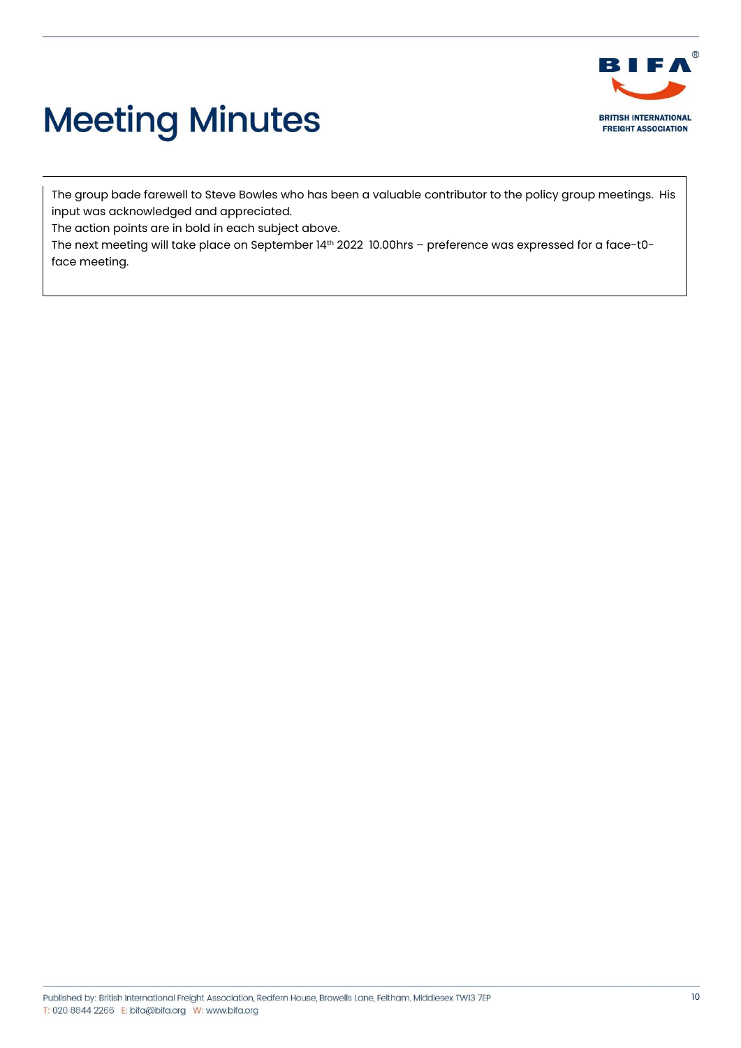# Meeting Minutes

The group bade farewell to Steve Bowles who has been a valuable contributor to the policy group meetings. His input was acknowledged and appreciated.

The action points are in bold in each subject above.

The next meeting will take place on September 14th 2022 10.00hrs – preference was expressed for a face-t0-face meeting.